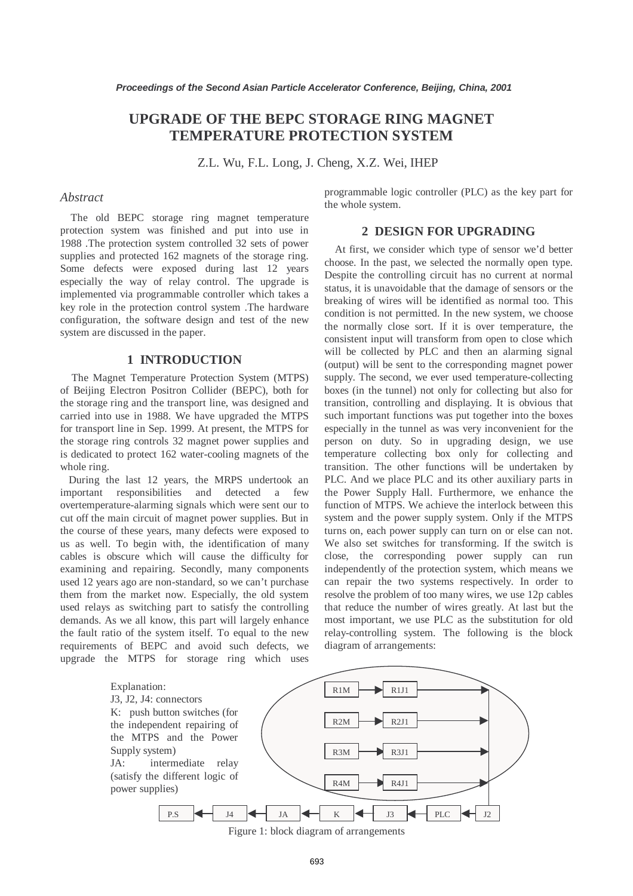# UPGRADE OF THE BEPC STORAGE RING MAGNET TEMPERATURE PROTECTION SYSTEM

Z.L. Wu, F.L. Long, J. Cheng, X.Z. Wei, IHEP

## *Abstract*

The old BEPC storage ring magnet temperature protection system was finished and put into use in 1988 .The protection system controlled 32 sets of power supplies and protected 162 magnets of the storage ring. Some defects were exposed during last 12 years especially the way of relay control. The upgrade is implemented via programmable controller which takes a key role in the protection control system .The hardware configuration, the software design and test of the new system are discussed in the paper.

## 1 INTRODUCTION

The Magnet Temperature Protection System (MTPS) of Beijing Electron Positron Collider (BEPC), both for the storage ring and the transport line, was designed and carried into use in 1988. We have upgraded the MTPS for transport line in Sep. 1999. At present, the MTPS for the storage ring controls 32 magnet power supplies and is dedicated to protect 162 water-cooling magnets of the whole ring.

During the last 12 years, the MRPS undertook an important responsibilities and detected a few overtemperature-alarming signals which were sent our to cut off the main circuit of magnet power supplies. But in the course of these years, many defects were exposed to us as well. To begin with, the identification of many cables is obscure which will cause the difficulty for examining and repairing. Secondly, many components used 12 years ago are non-standard, so we can't purchase them from the market now. Especially, the old system used relays as switching part to satisfy the controlling demands. As we all know, this part will largely enhance the fault ratio of the system itself. To equal to the new requirements of BEPC and avoid such defects, we upgrade the MTPS for storage ring which uses programmable logic controller (PLC) as the key part for the whole system.

## 2 DESIGN FOR UPGRADING

At first, we consider which type of sensor we'd better choose. In the past, we selected the normally open type. Despite the controlling circuit has no current at normal status, it is unavoidable that the damage of sensors or the breaking of wires will be identified as normal too. This condition is not permitted. In the new system, we choose the normally close sort. If it is over temperature, the consistent input will transform from open to close which will be collected by PLC and then an alarming signal (output) will be sent to the corresponding magnet power supply. The second, we ever used temperature-collecting boxes (in the tunnel) not only for collecting but also for transition, controlling and displaying. It is obvious that such important functions was put together into the boxes especially in the tunnel as was very inconvenient for the person on duty. So in upgrading design, we use temperature collecting box only for collecting and transition. The other functions will be undertaken by PLC. And we place PLC and its other auxiliary parts in the Power Supply Hall. Furthermore, we enhance the function of MTPS. We achieve the interlock between this system and the power supply system. Only if the MTPS turns on, each power supply can turn on or else can not. We also set switches for transforming. If the switch is close, the corresponding power supply can run independently of the protection system, which means we can repair the two systems respectively. In order to resolve the problem of too many wires, we use 12p cables that reduce the number of wires greatly. At last but the most important, we use PLC as the substitution for old relay-controlling system. The following is the block diagram of arrangements:

Explanation:
J3, J2, J4: connectors
K: push button switches (for the independent repairing of the MTPS and the Power Supply system)
JA: intermediate relay (satisfy the different logic of power supplies)

R1M → R1J1
R2M → R2J1
R3M → R3J1
R4M → R4J1

P.S ← J4 ← JA ← K ← J3 ← PLC ← J2

Figure 1: block diagram of arrangements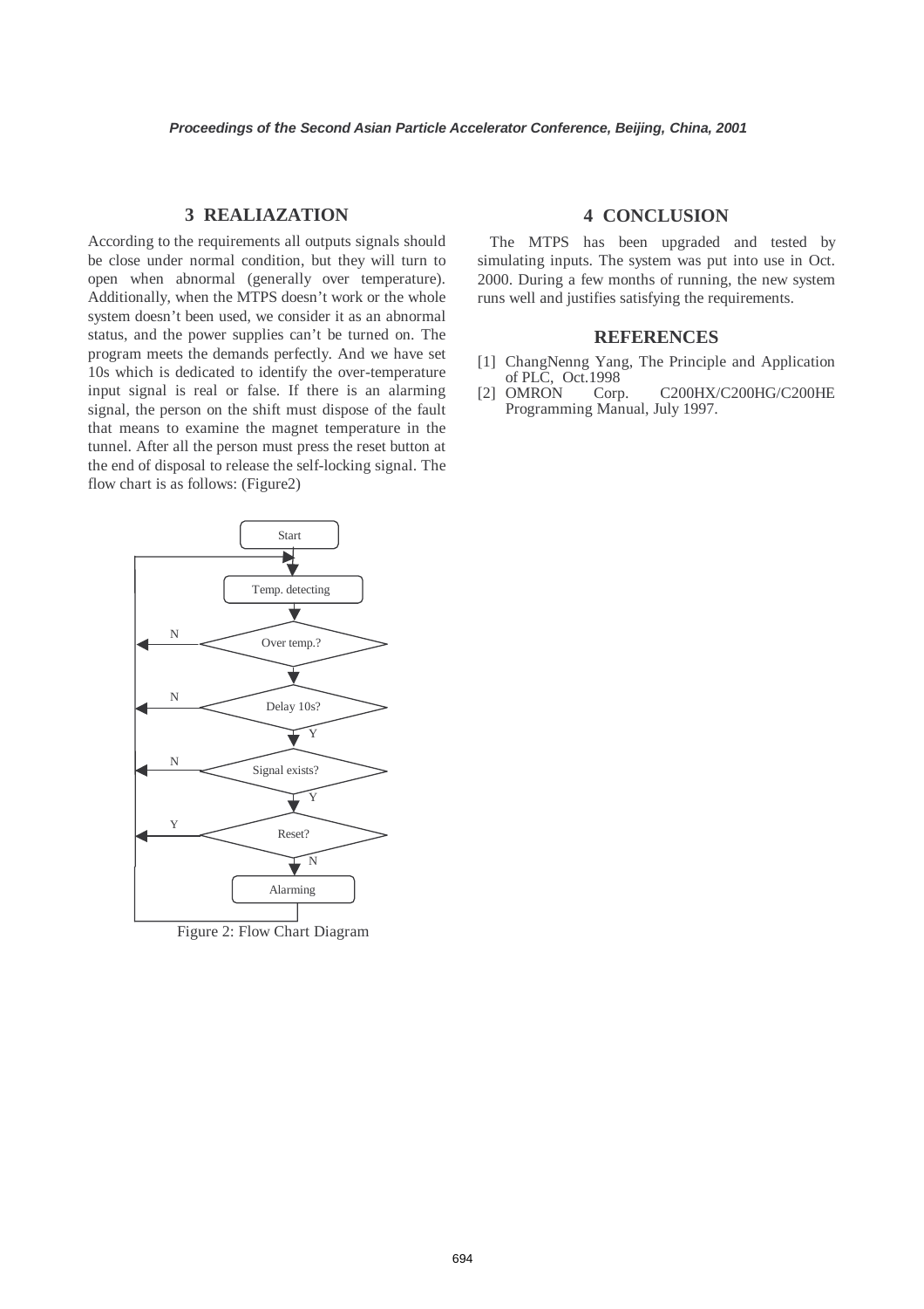## 3 REALIAZATION

According to the requirements all outputs signals should be close under normal condition, but they will turn to open when abnormal (generally over temperature). Additionally, when the MTPS doesn't work or the whole system doesn't been used, we consider it as an abnormal status, and the power supplies can't be turned on. The program meets the demands perfectly. And we have set 10s which is dedicated to identify the over-temperature input signal is real or false. If there is an alarming signal, the person on the shift must dispose of the fault that means to examine the magnet temperature in the tunnel. After all the person must press the reset button at the end of disposal to release the self-locking signal. The flow chart is as follows: (Figure2)

Start
Temp. detecting
Over temp.?
N
Delay 10s?
N
Y
Signal exists?
N
Y
Reset?
Y
N
Alarming

Figure 2: Flow Chart Diagram

## 4 CONCLUSION

The MTPS has been upgraded and tested by simulating inputs. The system was put into use in Oct. 2000. During a few months of running, the new system runs well and justifies satisfying the requirements.

## REFERENCES

[1] ChangNenng Yang, The Principle and Application of PLC, Oct.1998

[2] OMRON Corp. C200HX/C200HG/C200HE Programming Manual, July 1997.